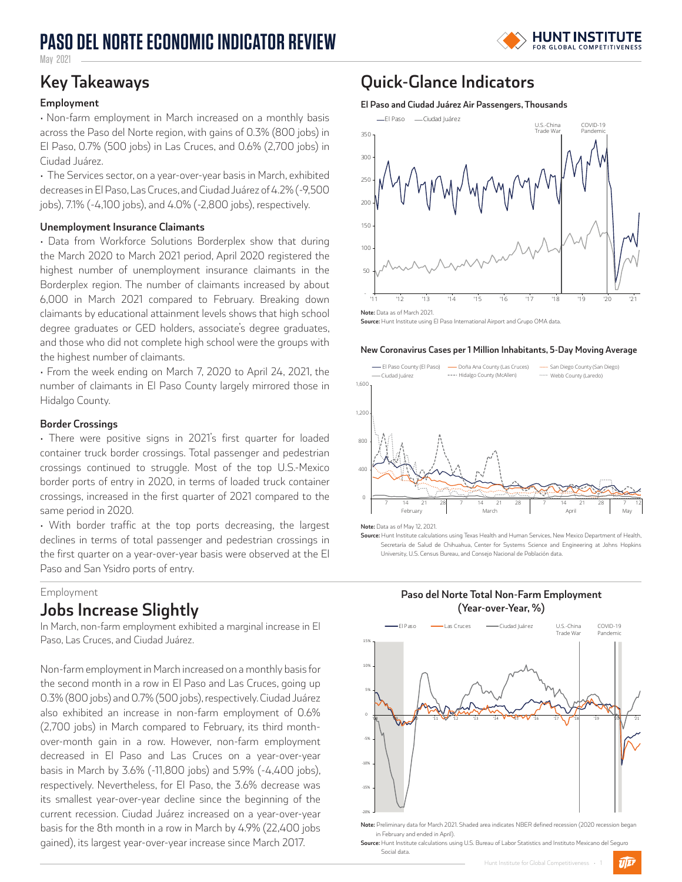# PASO DEL NORTE ECONOMIC INDICATOR REVIEW

May 2021

## Key Takeaways

### Employment

- Non-farm employment in March increased on a monthly basis across the Paso del Norte region, with gains of 0.3% (800 jobs) in El Paso, 0.7% (500 jobs) in Las Cruces, and 0.6% (2,700 jobs) in Ciudad Juárez.
- The Services sector, on a year-over-year basis in March, exhibited decreases in El Paso, Las Cruces, and Ciudad Juárez of 4.2% (-9,500 jobs), 7.1% (-4,100 jobs), and 4.0% (-2,800 jobs), respectively.

### Unemployment Insurance Claimants

- Data from Workforce Solutions Borderplex show that during the March 2020 to March 2021 period, April 2020 registered the highest number of unemployment insurance claimants in the Borderplex region. The number of claimants increased by about 6,000 in March 2021 compared to February. Breaking down claimants by educational attainment levels shows that high school degree graduates or GED holders, associate's degree graduates, and those who did not complete high school were the groups with the highest number of claimants.
- From the week ending on March 7, 2020 to April 24, 2021, the number of claimants in El Paso County largely mirrored those in Hidalgo County.

### Border Crossings

- There were positive signs in 2021's first quarter for loaded container truck border crossings. Total passenger and pedestrian crossings continued to struggle. Most of the top U.S.-Mexico border ports of entry in 2020, in terms of loaded truck container crossings, increased in the first quarter of 2021 compared to the same period in 2020.
- With border traffic at the top ports decreasing, the largest declines in terms of total passenger and pedestrian crossings in the first quarter on a year-over-year basis were observed at the El Paso and San Ysidro ports of entry.

## Quick-Glance Indicators

**El Paso and Ciudad Juárez Air Passengers, Thousands**

**Note:** Data as of March 2021.
**Source:** Hunt Institute using El Paso International Airport and Grupo OMA data.

**New Coronavirus Cases per 1 Million Inhabitants, 5-Day Moving Average**

**Note:** Data as of May 12, 2021.
**Source:** Hunt Institute calculations using Texas Health and Human Services, New Mexico Department of Health, Secretaría de Salud de Chihuahua, Center for Systems Science and Engineering at Johns Hopkins University, U.S. Census Bureau, and Consejo Nacional de Población data.

Employment

## Jobs Increase Slightly

In March, non-farm employment exhibited a marginal increase in El Paso, Las Cruces, and Ciudad Juárez.

Non-farm employment in March increased on a monthly basis for the second month in a row in El Paso and Las Cruces, going up 0.3% (800 jobs) and 0.7% (500 jobs), respectively. Ciudad Juárez also exhibited an increase in non-farm employment of 0.6% (2,700 jobs) in March compared to February, its third month-over-month gain in a row. However, non-farm employment decreased in El Paso and Las Cruces on a year-over-year basis in March by 3.6% (-11,800 jobs) and 5.9% (-4,400 jobs), respectively. Nevertheless, for El Paso, the 3.6% decrease was its smallest year-over-year decline since the beginning of the current recession. Ciudad Juárez increased on a year-over-year basis for the 8th month in a row in March by 4.9% (22,400 jobs gained), its largest year-over-year increase since March 2017.

**Paso del Norte Total Non-Farm Employment (Year-over-Year, %)**

**Note:** Preliminary data for March 2021. Shaded area indicates NBER defined recession (2020 recession began in February and ended in April).
**Source:** Hunt Institute calculations using U.S. Bureau of Labor Statistics and Instituto Mexicano del Seguro Social data.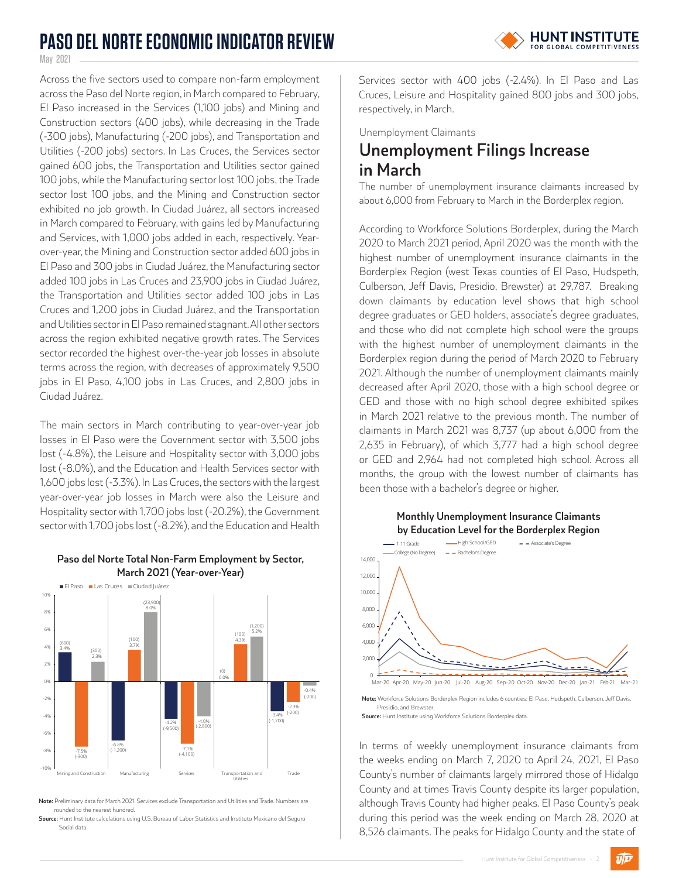Across the five sectors used to compare non-farm employment across the Paso del Norte region, in March compared to February, El Paso increased in the Services (1,100 jobs) and Mining and Construction sectors (400 jobs), while decreasing in the Trade (-300 jobs), Manufacturing (-200 jobs), and Transportation and Utilities (-200 jobs) sectors. In Las Cruces, the Services sector gained 600 jobs, the Transportation and Utilities sector gained 100 jobs, while the Manufacturing sector lost 100 jobs, the Trade sector lost 100 jobs, and the Mining and Construction sector exhibited no job growth. In Ciudad Juárez, all sectors increased in March compared to February, with gains led by Manufacturing and Services, with 1,000 jobs added in each, respectively. Year-over-year, the Mining and Construction sector added 600 jobs in El Paso and 300 jobs in Ciudad Juárez, the Manufacturing sector added 100 jobs in Las Cruces and 23,900 jobs in Ciudad Juárez, the Transportation and Utilities sector added 100 jobs in Las Cruces and 1,200 jobs in Ciudad Juárez, and the Transportation and Utilities sector in El Paso remained stagnant. All other sectors across the region exhibited negative growth rates. The Services sector recorded the highest over-the-year job losses in absolute terms across the region, with decreases of approximately 9,500 jobs in El Paso, 4,100 jobs in Las Cruces, and 2,800 jobs in Ciudad Juárez.

The main sectors in March contributing to year-over-year job losses in El Paso were the Government sector with 3,500 jobs lost (-4.8%), the Leisure and Hospitality sector with 3,000 jobs lost (-8.0%), and the Education and Health Services sector with 1,600 jobs lost (-3.3%). In Las Cruces, the sectors with the largest year-over-year job losses in March were also the Leisure and Hospitality sector with 1,700 jobs lost (-20.2%), the Government sector with 1,700 jobs lost (-8.2%), and the Education and Health Services sector with 400 jobs (-2.4%). In El Paso and Las Cruces, Leisure and Hospitality gained 800 jobs and 300 jobs, respectively, in March.

**Paso del Norte Total Non-Farm Employment by Sector, March 2021 (Year-over-Year)**

| Sector | El Paso | Las Cruces | Ciudad Juárez |
|---|---|---|---|
| Mining and Construction | 3.4% (600) | -7.5% (-300) | 2.3% (300) |
| Manufacturing | -6.8% (-1,200) | 3.7% (100) | 8.0% (23,900) |
| Services | -4.2% (-9,500) | -7.1% (-4,100) | -4.0% (-2,800) |
| Transportation and Utilities | 0.0% (0) | 4.3% (100) | 5.2% (1,200) |
| Trade | -3.4% (-1,700) | -2.3% (-200) | -0.4% (-200) |

**Note:** Preliminary data for March 2021. Services exclude Transportation and Utilities and Trade. Numbers are rounded to the nearest hundred.

**Source:** Hunt Institute calculations using U.S. Bureau of Labor Statistics and Instituto Mexicano del Seguro Social data.

Unemployment Claimants

## Unemployment Filings Increase in March

The number of unemployment insurance claimants increased by about 6,000 from February to March in the Borderplex region.

According to Workforce Solutions Borderplex, during the March 2020 to March 2021 period, April 2020 was the month with the highest number of unemployment insurance claimants in the Borderplex Region (west Texas counties of El Paso, Hudspeth, Culberson, Jeff Davis, Presidio, Brewster) at 29,787. Breaking down claimants by education level shows that high school degree graduates or GED holders, associate's degree graduates, and those who did not complete high school were the groups with the highest number of unemployment claimants in the Borderplex region during the period of March 2020 to February 2021. Although the number of unemployment claimants mainly decreased after April 2020, those with a high school degree or GED and those with no high school degree exhibited spikes in March 2021 relative to the previous month. The number of claimants in March 2021 was 8,737 (up about 6,000 from the 2,635 in February), of which 3,777 had a high school degree or GED and 2,964 had not completed high school. Across all months, the group with the lowest number of claimants has been those with a bachelor's degree or higher.

**Monthly Unemployment Insurance Claimants by Education Level for the Borderplex Region**

(Line chart, Mar-20 to Mar-21; series: 1-11 Grade, High School/GED, Associate's Degree, College (No Degree), Bachelor's Degree)

**Note:** Workforce Solutions Borderplex Region includes 6 counties: El Paso, Hudspeth, Culberson, Jeff Davis, Presidio, and Brewster.

**Source:** Hunt Institute using Workforce Solutions Borderplex data.

In terms of weekly unemployment insurance claimants from the weeks ending on March 7, 2020 to April 24, 2021, El Paso County's number of claimants largely mirrored those of Hidalgo County and at times Travis County despite its larger population, although Travis County had higher peaks. El Paso County's peak during this period was the week ending on March 28, 2020 at 8,526 claimants. The peaks for Hidalgo County and the state of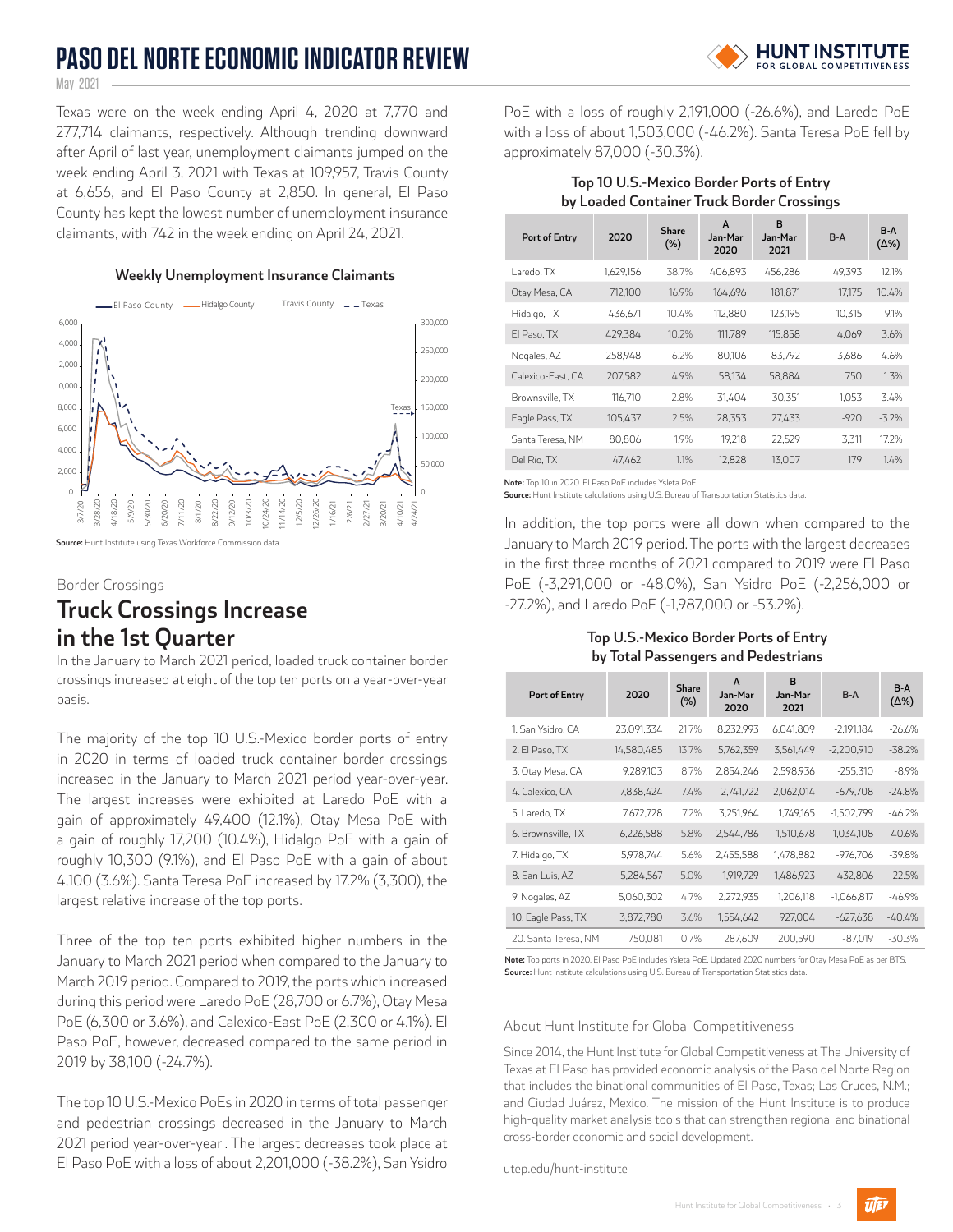Texas were on the week ending April 4, 2020 at 7,770 and 277,714 claimants, respectively. Although trending downward after April of last year, unemployment claimants jumped on the week ending April 3, 2021 with Texas at 109,957, Travis County at 6,656, and El Paso County at 2,850. In general, El Paso County has kept the lowest number of unemployment insurance claimants, with 742 in the week ending on April 24, 2021.

**Weekly Unemployment Insurance Claimants**

El Paso County, Hidalgo County, Travis County, Texas

6,000
4,000
2,000
0,000
8,000
6,000
4,000
2,000
0

300,000
250,000
200,000
150,000
100,000
50,000
0

Texas

3/7/20, 3/28/20, 4/18/20, 5/9/20, 5/30/20, 6/20/20, 7/11/20, 8/1/20, 8/22/20, 9/12/20, 10/3/20, 10/24/20, 11/14/20, 12/5/20, 12/26/20, 1/16/21, 2/6/21, 2/27/21, 3/20/21, 4/10/21, 4/24/21

**Source:** Hunt Institute using Texas Workforce Commission data.

Border Crossings

## Truck Crossings Increase in the 1st Quarter

In the January to March 2021 period, loaded truck container border crossings increased at eight of the top ten ports on a year-over-year basis.

The majority of the top 10 U.S.-Mexico border ports of entry in 2020 in terms of loaded truck container border crossings increased in the January to March 2021 period year-over-year. The largest increases were exhibited at Laredo PoE with a gain of approximately 49,400 (12.1%), Otay Mesa PoE with a gain of roughly 17,200 (10.4%), Hidalgo PoE with a gain of roughly 10,300 (9.1%), and El Paso PoE with a gain of about 4,100 (3.6%). Santa Teresa PoE increased by 17.2% (3,300), the largest relative increase of the top ports.

Three of the top ten ports exhibited higher numbers in the January to March 2021 period when compared to the January to March 2019 period. Compared to 2019, the ports which increased during this period were Laredo PoE (28,700 or 6.7%), Otay Mesa PoE (6,300 or 3.6%), and Calexico-East PoE (2,300 or 4.1%). El Paso PoE, however, decreased compared to the same period in 2019 by 38,100 (-24.7%).

The top 10 U.S.-Mexico PoEs in 2020 in terms of total passenger and pedestrian crossings decreased in the January to March 2021 period year-over-year . The largest decreases took place at El Paso PoE with a loss of about 2,201,000 (-38.2%), San Ysidro PoE with a loss of roughly 2,191,000 (-26.6%), and Laredo PoE with a loss of about 1,503,000 (-46.2%). Santa Teresa PoE fell by approximately 87,000 (-30.3%).

**Top 10 U.S.-Mexico Border Ports of Entry by Loaded Container Truck Border Crossings**

| Port of Entry | 2020 | Share (%) | A Jan-Mar 2020 | B Jan-Mar 2021 | B-A | B-A (Δ%) |
|---|---|---|---|---|---|---|
| Laredo, TX | 1,629,156 | 38.7% | 406,893 | 456,286 | 49,393 | 12.1% |
| Otay Mesa, CA | 712,100 | 16.9% | 164,696 | 181,871 | 17,175 | 10.4% |
| Hidalgo, TX | 436,671 | 10.4% | 112,880 | 123,195 | 10,315 | 9.1% |
| El Paso, TX | 429,384 | 10.2% | 111,789 | 115,858 | 4,069 | 3.6% |
| Nogales, AZ | 258,948 | 6.2% | 80,106 | 83,792 | 3,686 | 4.6% |
| Calexico-East, CA | 207,582 | 4.9% | 58,134 | 58,884 | 750 | 1.3% |
| Brownsville, TX | 116,710 | 2.8% | 31,404 | 30,351 | -1,053 | -3.4% |
| Eagle Pass, TX | 105,437 | 2.5% | 28,353 | 27,433 | -920 | -3.2% |
| Santa Teresa, NM | 80,806 | 1.9% | 19,218 | 22,529 | 3,311 | 17.2% |
| Del Rio, TX | 47,462 | 1.1% | 12,828 | 13,007 | 179 | 1.4% |

**Note:** Top 10 in 2020. El Paso PoE includes Ysleta PoE.
**Source:** Hunt Institute calculations using U.S. Bureau of Transportation Statistics data.

In addition, the top ports were all down when compared to the January to March 2019 period. The ports with the largest decreases in the first three months of 2021 compared to 2019 were El Paso PoE (-3,291,000 or -48.0%), San Ysidro PoE (-2,256,000 or -27.2%), and Laredo PoE (-1,987,000 or -53.2%).

**Top U.S.-Mexico Border Ports of Entry by Total Passengers and Pedestrians**

| Port of Entry | 2020 | Share (%) | A Jan-Mar 2020 | B Jan-Mar 2021 | B-A | B-A (Δ%) |
|---|---|---|---|---|---|---|
| 1. San Ysidro, CA | 23,091,334 | 21.7% | 8,232,993 | 6,041,809 | -2,191,184 | -26.6% |
| 2. El Paso, TX | 14,580,485 | 13.7% | 5,762,359 | 3,561,449 | -2,200,910 | -38.2% |
| 3. Otay Mesa, CA | 9,289,103 | 8.7% | 2,854,246 | 2,598,936 | -255,310 | -8.9% |
| 4. Calexico, CA | 7,838,424 | 7.4% | 2,741,722 | 2,062,014 | -679,708 | -24.8% |
| 5. Laredo, TX | 7,672,728 | 7.2% | 3,251,964 | 1,749,165 | -1,502,799 | -46.2% |
| 6. Brownsville, TX | 6,226,588 | 5.8% | 2,544,786 | 1,510,678 | -1,034,108 | -40.6% |
| 7. Hidalgo, TX | 5,978,744 | 5.6% | 2,455,588 | 1,478,882 | -976,706 | -39.8% |
| 8. San Luis, AZ | 5,284,567 | 5.0% | 1,919,729 | 1,486,923 | -432,806 | -22.5% |
| 9. Nogales, AZ | 5,060,302 | 4.7% | 2,272,935 | 1,206,118 | -1,066,817 | -46.9% |
| 10. Eagle Pass, TX | 3,872,780 | 3.6% | 1,554,642 | 927,004 | -627,638 | -40.4% |
| 20. Santa Teresa, NM | 750,081 | 0.7% | 287,609 | 200,590 | -87,019 | -30.3% |

**Note:** Top ports in 2020. El Paso PoE includes Ysleta PoE. Updated 2020 numbers for Otay Mesa PoE as per BTS.
**Source:** Hunt Institute calculations using U.S. Bureau of Transportation Statistics data.

### About Hunt Institute for Global Competitiveness

Since 2014, the Hunt Institute for Global Competitiveness at The University of Texas at El Paso has provided economic analysis of the Paso del Norte Region that includes the binational communities of El Paso, Texas; Las Cruces, N.M.; and Ciudad Juárez, Mexico. The mission of the Hunt Institute is to produce high-quality market analysis tools that can strengthen regional and binational cross-border economic and social development.

utep.edu/hunt-institute